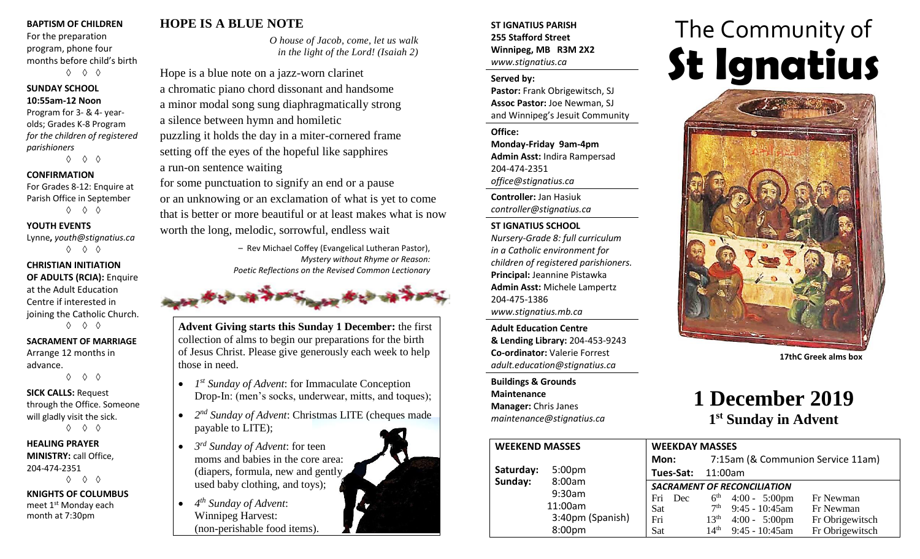**BAPTISM OF CHILDREN**
For the preparation program, phone four months before child's birth

◊ ◊ ◊

**SUNDAY SCHOOL**
**10:55am-12 Noon**
Program for 3- & 4- year-olds; Grades K-8 Program *for the children of registered parishioners*

◊ ◊ ◊

**CONFIRMATION**
For Grades 8-12: Enquire at Parish Office in September

◊ ◊ ◊

**YOUTH EVENTS**
Lynne**,** *youth@stignatius.ca*

◊ ◊ ◊

**CHRISTIAN INITIATION OF ADULTS (RCIA):** Enquire at the Adult Education Centre if interested in joining the Catholic Church.

◊ ◊ ◊

**SACRAMENT OF MARRIAGE**
Arrange 12 months in advance.

◊ ◊ ◊

**SICK CALLS:** Request through the Office. Someone will gladly visit the sick.

◊ ◊ ◊

**HEALING PRAYER MINISTRY:** call Office, 204-474-2351

◊ ◊ ◊

**KNIGHTS OF COLUMBUS** meet 1st Monday each month at 7:30pm

## HOPE IS A BLUE NOTE

*O house of Jacob, come, let us walk in the light of the Lord! (Isaiah 2)*

Hope is a blue note on a jazz-worn clarinet
a chromatic piano chord dissonant and handsome
a minor modal song sung diaphragmatically strong
a silence between hymn and homiletic
puzzling it holds the day in a miter-cornered frame
setting off the eyes of the hopeful like sapphires
a run-on sentence waiting
for some punctuation to signify an end or a pause
or an unknowing or an exclamation of what is yet to come
that is better or more beautiful or at least makes what is now
worth the long, melodic, sorrowful, endless wait

– Rev Michael Coffey (Evangelical Lutheran Pastor), *Mystery without Rhyme or Reason: Poetic Reflections on the Revised Common Lectionary*

**Advent Giving starts this Sunday 1 December:** the first collection of alms to begin our preparations for the birth of Jesus Christ. Please give generously each week to help those in need.

- *1st Sunday of Advent*: for Immaculate Conception Drop-In: (men's socks, underwear, mitts, and toques);
- *2nd Sunday of Advent*: Christmas LITE (cheques made payable to LITE);
- *3rd Sunday of Advent*: for teen moms and babies in the core area: (diapers, formula, new and gently used baby clothing, and toys);
- *4th Sunday of Advent*: Winnipeg Harvest: (non-perishable food items).

**ST IGNATIUS PARISH**
**255 Stafford Street**
**Winnipeg, MB R3M 2X2**
*www.stignatius.ca*

**Served by:**
**Pastor:** Frank Obrigewitsch, SJ
**Assoc Pastor:** Joe Newman, SJ
and Winnipeg's Jesuit Community

**Office:**
**Monday-Friday 9am-4pm**
**Admin Asst:** Indira Rampersad
204-474-2351
*office@stignatius.ca*

**Controller:** Jan Hasiuk
*controller@stignatius.ca*

**ST IGNATIUS SCHOOL**
*Nursery-Grade 8: full curriculum in a Catholic environment for children of registered parishioners.*
**Principal:** Jeannine Pistawka
**Admin Asst:** Michele Lampertz
204-475-1386
*www.stignatius.mb.ca*

**Adult Education Centre & Lending Library:** 204-453-9243
**Co-ordinator:** Valerie Forrest
*adult.education@stignatius.ca*

**Buildings & Grounds Maintenance Manager:** Chris Janes
*maintenance@stignatius.ca*

# The Community of St Ignatius

17thC Greek alms box

# 1 December 2019

## 1st Sunday in Advent

**WEEKEND MASSES**

| | |
|---|---|
| **Saturday:** | 5:00pm |
| **Sunday:** | 8:00am |
| | 9:30am |
| | 11:00am |
| | 3:40pm (Spanish) |
| | 8:00pm |

**WEEKDAY MASSES**

**Mon:** 7:15am (& Communion Service 11am)
**Tues-Sat:** 11:00am

***SACRAMENT OF RECONCILIATION***

| | | | |
|---|---|---|---|
| Fri Dec | 6th | 4:00 - 5:00pm | Fr Newman |
| Sat | 7th | 9:45 - 10:45am | Fr Newman |
| Fri | 13th | 4:00 - 5:00pm | Fr Obrigewitsch |
| Sat | 14th | 9:45 - 10:45am | Fr Obrigewitsch |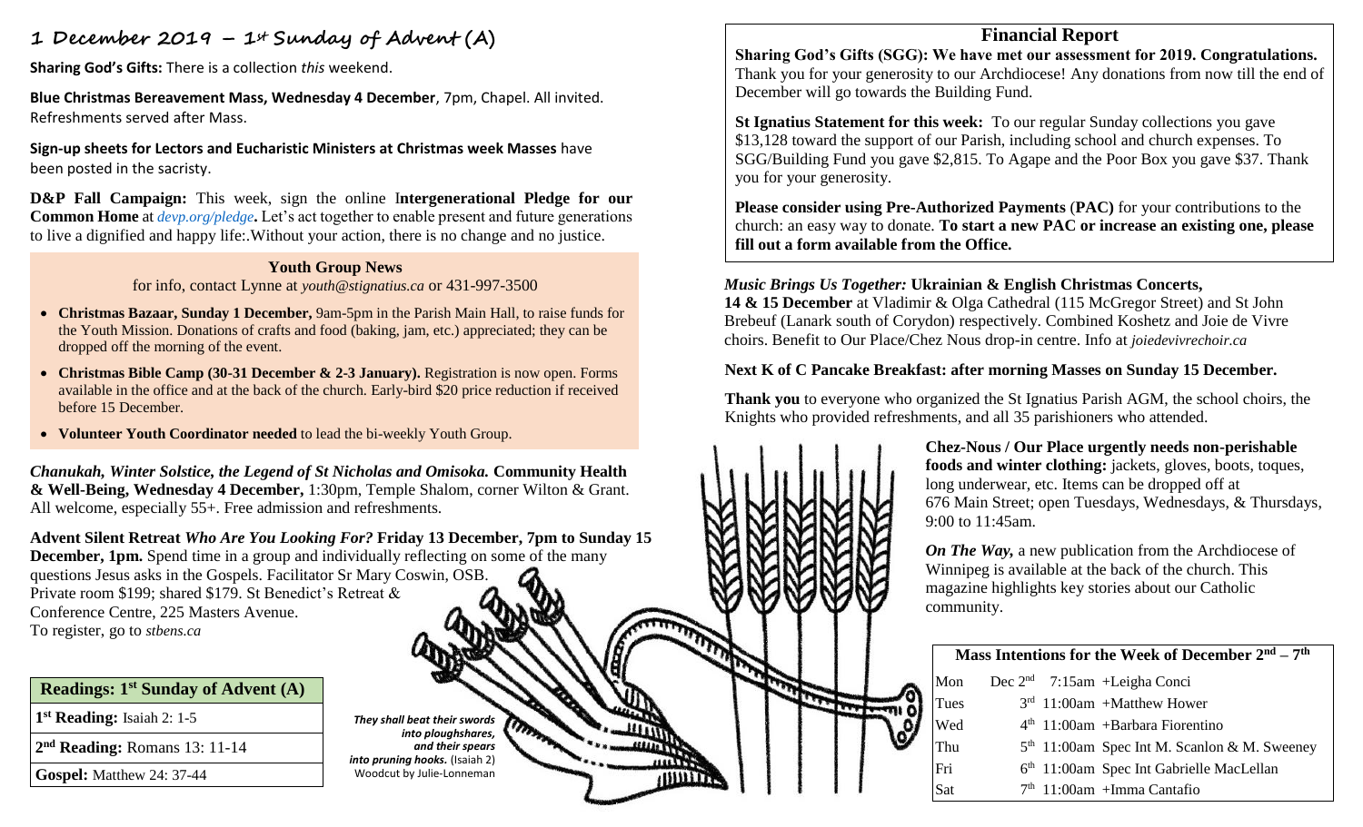# 1 December 2019 – 1st Sunday of Advent (A)

**Sharing God's Gifts:** There is a collection *this* weekend.

**Blue Christmas Bereavement Mass, Wednesday 4 December**, 7pm, Chapel. All invited. Refreshments served after Mass.

**Sign-up sheets for Lectors and Eucharistic Ministers at Christmas week Masses** have been posted in the sacristy.

**D&P Fall Campaign:** This week, sign the online I**ntergenerational Pledge for our Common Home** at *devp.org/pledge***.** Let's act together to enable present and future generations to live a dignified and happy life:.Without your action, there is no change and no justice.

**Youth Group News**

for info, contact Lynne at *youth@stignatius.ca* or 431-997-3500

- **Christmas Bazaar, Sunday 1 December,** 9am-5pm in the Parish Main Hall, to raise funds for the Youth Mission. Donations of crafts and food (baking, jam, etc.) appreciated; they can be dropped off the morning of the event.
- **Christmas Bible Camp (30-31 December & 2-3 January).** Registration is now open. Forms available in the office and at the back of the church. Early-bird $20 price reduction if received before 15 December.
- **Volunteer Youth Coordinator needed** to lead the bi-weekly Youth Group.

***Chanukah, Winter Solstice, the Legend of St Nicholas and Omisoka.*** **Community Health & Well-Being, Wednesday 4 December,** 1:30pm, Temple Shalom, corner Wilton & Grant. All welcome, especially 55+. Free admission and refreshments.

**Advent Silent Retreat *Who Are You Looking For?* Friday 13 December, 7pm to Sunday 15 December, 1pm.** Spend time in a group and individually reflecting on some of the many questions Jesus asks in the Gospels. Facilitator Sr Mary Coswin, OSB. Private room $199; shared $179. St Benedict's Retreat & Conference Centre, 225 Masters Avenue. To register, go to *stbens.ca*

| Readings: 1st Sunday of Advent (A) |
|---|
| 1st Reading: Isaiah 2: 1-5 |
| 2nd Reading: Romans 13: 11-14 |
| Gospel: Matthew 24: 37-44 |

*They shall beat their swords into ploughshares, and their spears into pruning hooks.* (Isaiah 2)
Woodcut by Julie-Lonneman

## Financial Report

**Sharing God's Gifts (SGG): We have met our assessment for 2019. Congratulations.** Thank you for your generosity to our Archdiocese! Any donations from now till the end of December will go towards the Building Fund.

**St Ignatius Statement for this week:** To our regular Sunday collections you gave $13,128 toward the support of our Parish, including school and church expenses. To SGG/Building Fund you gave $2,815. To Agape and the Poor Box you gave $37. Thank you for your generosity.

**Please consider using Pre-Authorized Payments** (**PAC)** for your contributions to the church: an easy way to donate. **To start a new PAC or increase an existing one, please fill out a form available from the Office.**

***Music Brings Us Together:*** **Ukrainian & English Christmas Concerts, 14 & 15 December** at Vladimir & Olga Cathedral (115 McGregor Street) and St John Brebeuf (Lanark south of Corydon) respectively. Combined Koshetz and Joie de Vivre choirs. Benefit to Our Place/Chez Nous drop-in centre. Info at *joiedevivrechoir.ca*

**Next K of C Pancake Breakfast: after morning Masses on Sunday 15 December.**

**Thank you** to everyone who organized the St Ignatius Parish AGM, the school choirs, the Knights who provided refreshments, and all 35 parishioners who attended.

**Chez-Nous / Our Place urgently needs non-perishable foods and winter clothing:** jackets, gloves, boots, toques, long underwear, etc. Items can be dropped off at 676 Main Street; open Tuesdays, Wednesdays, & Thursdays, 9:00 to 11:45am.

***On The Way,*** a new publication from the Archdiocese of Winnipeg is available at the back of the church. This magazine highlights key stories about our Catholic community.

| Mass Intentions for the Week of December 2nd – 7th | | | |
|---|---|---|---|
| Mon | Dec 2nd | 7:15am | +Leigha Conci |
| Tues | 3rd | 11:00am | +Matthew Hower |
| Wed | 4th | 11:00am | +Barbara Fiorentino |
| Thu | 5th | 11:00am | Spec Int M. Scanlon & M. Sweeney |
| Fri | 6th | 11:00am | Spec Int Gabrielle MacLellan |
| Sat | 7th | 11:00am | +Imma Cantafio |